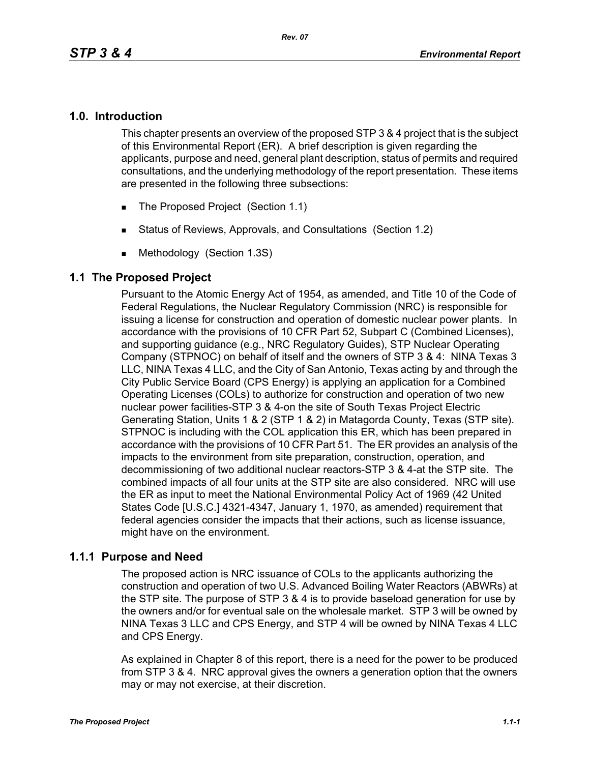## 1.0. Introduction

This chapter presents an overview of the proposed STP 3 & 4 project that is the subject of this Environmental Report (ER). A brief description is given regarding the applicants, purpose and need, general plant description, status of permits and required consultations, and the underlying methodology of the report presentation. These items are presented in the following three subsections:

- The Proposed Project (Section 1.1)
- Status of Reviews, Approvals, and Consultations (Section 1.2)
- Methodology (Section 1.3S)

## 1.1 The Proposed Project

Pursuant to the Atomic Energy Act of 1954, as amended, and Title 10 of the Code of Federal Regulations, the Nuclear Regulatory Commission (NRC) is responsible for issuing a license for construction and operation of domestic nuclear power plants. In accordance with the provisions of 10 CFR Part 52, Subpart C (Combined Licenses), and supporting guidance (e.g., NRC Regulatory Guides), STP Nuclear Operating Company (STPNOC) on behalf of itself and the owners of STP 3 & 4: NINA Texas 3 LLC, NINA Texas 4 LLC, and the City of San Antonio, Texas acting by and through the City Public Service Board (CPS Energy) is applying an application for a Combined Operating Licenses (COLs) to authorize for construction and operation of two new nuclear power facilities-STP 3 & 4-on the site of South Texas Project Electric Generating Station, Units 1 & 2 (STP 1 & 2) in Matagorda County, Texas (STP site). STPNOC is including with the COL application this ER, which has been prepared in accordance with the provisions of 10 CFR Part 51. The ER provides an analysis of the impacts to the environment from site preparation, construction, operation, and decommissioning of two additional nuclear reactors-STP 3 & 4-at the STP site. The combined impacts of all four units at the STP site are also considered. NRC will use the ER as input to meet the National Environmental Policy Act of 1969 (42 United States Code [U.S.C.] 4321-4347, January 1, 1970, as amended) requirement that federal agencies consider the impacts that their actions, such as license issuance, might have on the environment.

### 1.1.1 Purpose and Need

The proposed action is NRC issuance of COLs to the applicants authorizing the construction and operation of two U.S. Advanced Boiling Water Reactors (ABWRs) at the STP site. The purpose of STP 3 & 4 is to provide baseload generation for use by the owners and/or for eventual sale on the wholesale market. STP 3 will be owned by NINA Texas 3 LLC and CPS Energy, and STP 4 will be owned by NINA Texas 4 LLC and CPS Energy.

As explained in Chapter 8 of this report, there is a need for the power to be produced from STP 3 & 4. NRC approval gives the owners a generation option that the owners may or may not exercise, at their discretion.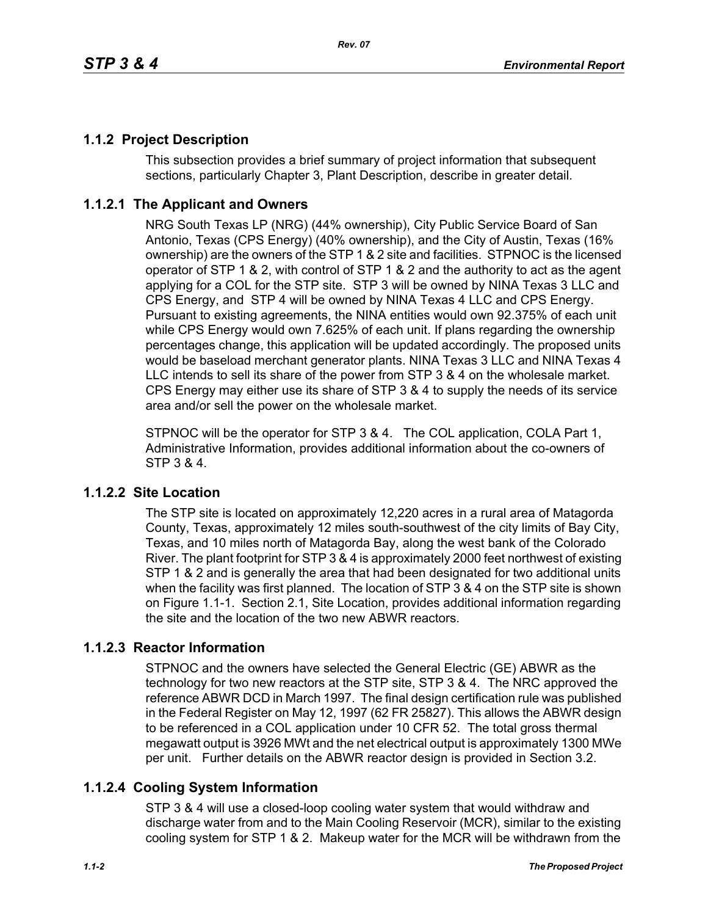## 1.1.2 Project Description

This subsection provides a brief summary of project information that subsequent sections, particularly Chapter 3, Plant Description, describe in greater detail.

### 1.1.2.1 The Applicant and Owners

NRG South Texas LP (NRG) (44% ownership), City Public Service Board of San Antonio, Texas (CPS Energy) (40% ownership), and the City of Austin, Texas (16% ownership) are the owners of the STP 1 & 2 site and facilities. STPNOC is the licensed operator of STP 1 & 2, with control of STP 1 & 2 and the authority to act as the agent applying for a COL for the STP site. STP 3 will be owned by NINA Texas 3 LLC and CPS Energy, and STP 4 will be owned by NINA Texas 4 LLC and CPS Energy. Pursuant to existing agreements, the NINA entities would own 92.375% of each unit while CPS Energy would own 7.625% of each unit. If plans regarding the ownership percentages change, this application will be updated accordingly. The proposed units would be baseload merchant generator plants. NINA Texas 3 LLC and NINA Texas 4 LLC intends to sell its share of the power from STP 3 & 4 on the wholesale market. CPS Energy may either use its share of STP 3 & 4 to supply the needs of its service area and/or sell the power on the wholesale market.

STPNOC will be the operator for STP 3 & 4. The COL application, COLA Part 1, Administrative Information, provides additional information about the co-owners of STP 3 & 4.

### 1.1.2.2 Site Location

The STP site is located on approximately 12,220 acres in a rural area of Matagorda County, Texas, approximately 12 miles south-southwest of the city limits of Bay City, Texas, and 10 miles north of Matagorda Bay, along the west bank of the Colorado River. The plant footprint for STP 3 & 4 is approximately 2000 feet northwest of existing STP 1 & 2 and is generally the area that had been designated for two additional units when the facility was first planned. The location of STP 3 & 4 on the STP site is shown on Figure 1.1-1. Section 2.1, Site Location, provides additional information regarding the site and the location of the two new ABWR reactors.

### 1.1.2.3 Reactor Information

STPNOC and the owners have selected the General Electric (GE) ABWR as the technology for two new reactors at the STP site, STP 3 & 4. The NRC approved the reference ABWR DCD in March 1997. The final design certification rule was published in the Federal Register on May 12, 1997 (62 FR 25827). This allows the ABWR design to be referenced in a COL application under 10 CFR 52. The total gross thermal megawatt output is 3926 MWt and the net electrical output is approximately 1300 MWe per unit. Further details on the ABWR reactor design is provided in Section 3.2.

### 1.1.2.4 Cooling System Information

STP 3 & 4 will use a closed-loop cooling water system that would withdraw and discharge water from and to the Main Cooling Reservoir (MCR), similar to the existing cooling system for STP 1 & 2. Makeup water for the MCR will be withdrawn from the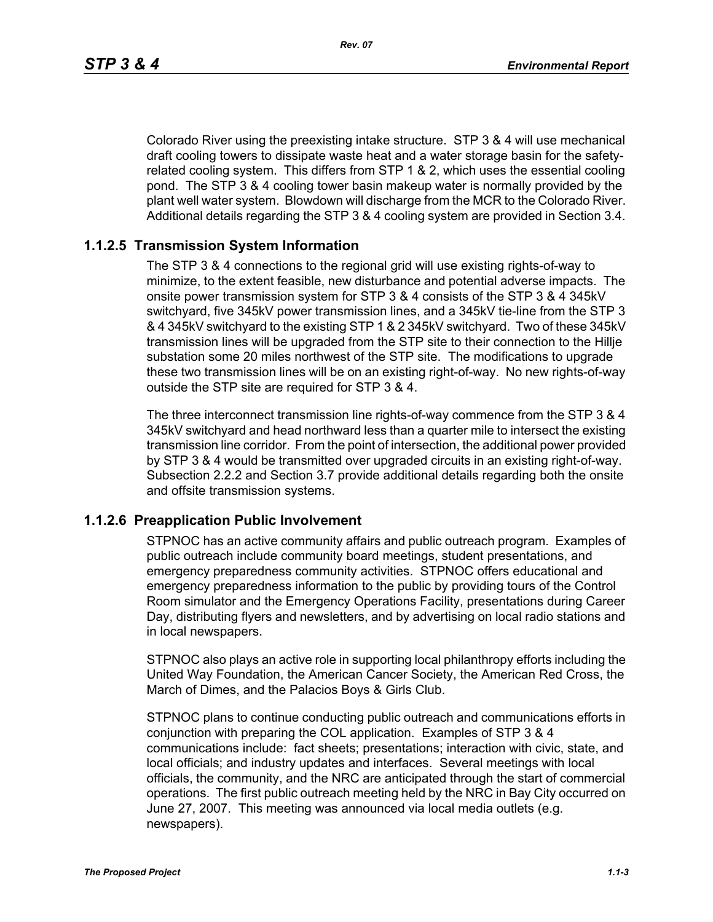Colorado River using the preexisting intake structure. STP 3 & 4 will use mechanical draft cooling towers to dissipate waste heat and a water storage basin for the safety-related cooling system. This differs from STP 1 & 2, which uses the essential cooling pond. The STP 3 & 4 cooling tower basin makeup water is normally provided by the plant well water system. Blowdown will discharge from the MCR to the Colorado River. Additional details regarding the STP 3 & 4 cooling system are provided in Section 3.4.

### 1.1.2.5 Transmission System Information

The STP 3 & 4 connections to the regional grid will use existing rights-of-way to minimize, to the extent feasible, new disturbance and potential adverse impacts. The onsite power transmission system for STP 3 & 4 consists of the STP 3 & 4 345kV switchyard, five 345kV power transmission lines, and a 345kV tie-line from the STP 3 & 4 345kV switchyard to the existing STP 1 & 2 345kV switchyard. Two of these 345kV transmission lines will be upgraded from the STP site to their connection to the Hillje substation some 20 miles northwest of the STP site. The modifications to upgrade these two transmission lines will be on an existing right-of-way. No new rights-of-way outside the STP site are required for STP 3 & 4.

The three interconnect transmission line rights-of-way commence from the STP 3 & 4 345kV switchyard and head northward less than a quarter mile to intersect the existing transmission line corridor. From the point of intersection, the additional power provided by STP 3 & 4 would be transmitted over upgraded circuits in an existing right-of-way. Subsection 2.2.2 and Section 3.7 provide additional details regarding both the onsite and offsite transmission systems.

### 1.1.2.6 Preapplication Public Involvement

STPNOC has an active community affairs and public outreach program. Examples of public outreach include community board meetings, student presentations, and emergency preparedness community activities. STPNOC offers educational and emergency preparedness information to the public by providing tours of the Control Room simulator and the Emergency Operations Facility, presentations during Career Day, distributing flyers and newsletters, and by advertising on local radio stations and in local newspapers.

STPNOC also plays an active role in supporting local philanthropy efforts including the United Way Foundation, the American Cancer Society, the American Red Cross, the March of Dimes, and the Palacios Boys & Girls Club.

STPNOC plans to continue conducting public outreach and communications efforts in conjunction with preparing the COL application. Examples of STP 3 & 4 communications include: fact sheets; presentations; interaction with civic, state, and local officials; and industry updates and interfaces. Several meetings with local officials, the community, and the NRC are anticipated through the start of commercial operations. The first public outreach meeting held by the NRC in Bay City occurred on June 27, 2007. This meeting was announced via local media outlets (e.g. newspapers).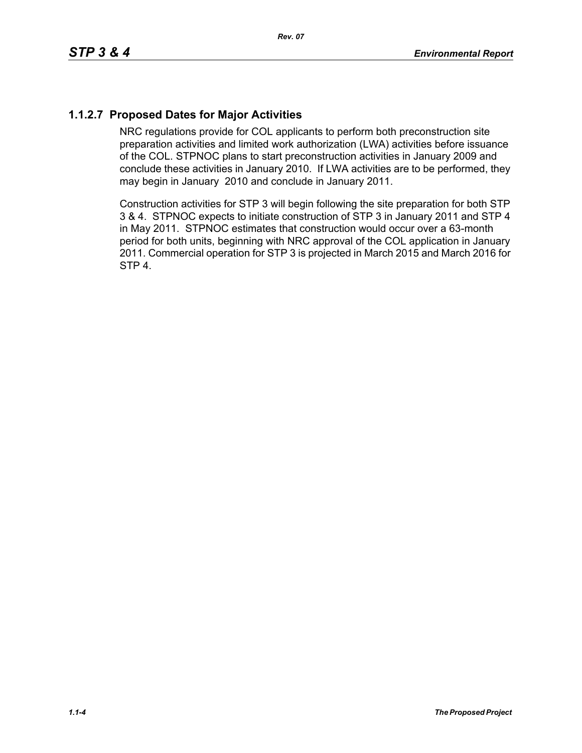### 1.1.2.7 Proposed Dates for Major Activities

NRC regulations provide for COL applicants to perform both preconstruction site preparation activities and limited work authorization (LWA) activities before issuance of the COL. STPNOC plans to start preconstruction activities in January 2009 and conclude these activities in January 2010. If LWA activities are to be performed, they may begin in January 2010 and conclude in January 2011.

Construction activities for STP 3 will begin following the site preparation for both STP 3 & 4. STPNOC expects to initiate construction of STP 3 in January 2011 and STP 4 in May 2011. STPNOC estimates that construction would occur over a 63-month period for both units, beginning with NRC approval of the COL application in January 2011. Commercial operation for STP 3 is projected in March 2015 and March 2016 for STP 4.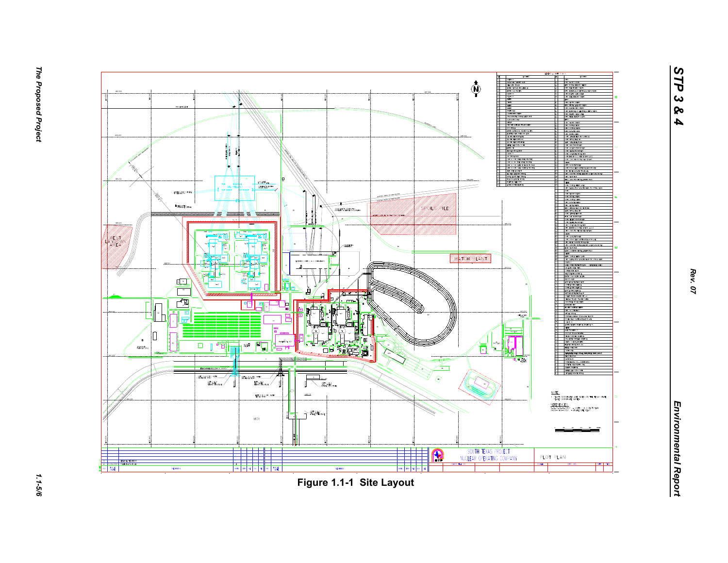SPOIL PILE

BATCH PLANT

WEST LAYDOWN AREA

NOTE:

REFERENCES:

SOUTH TEXAS PROJECT NUCLEAR OPERATING COMPANY

PLOT PLAN

Figure 1.1-1 Site Layout